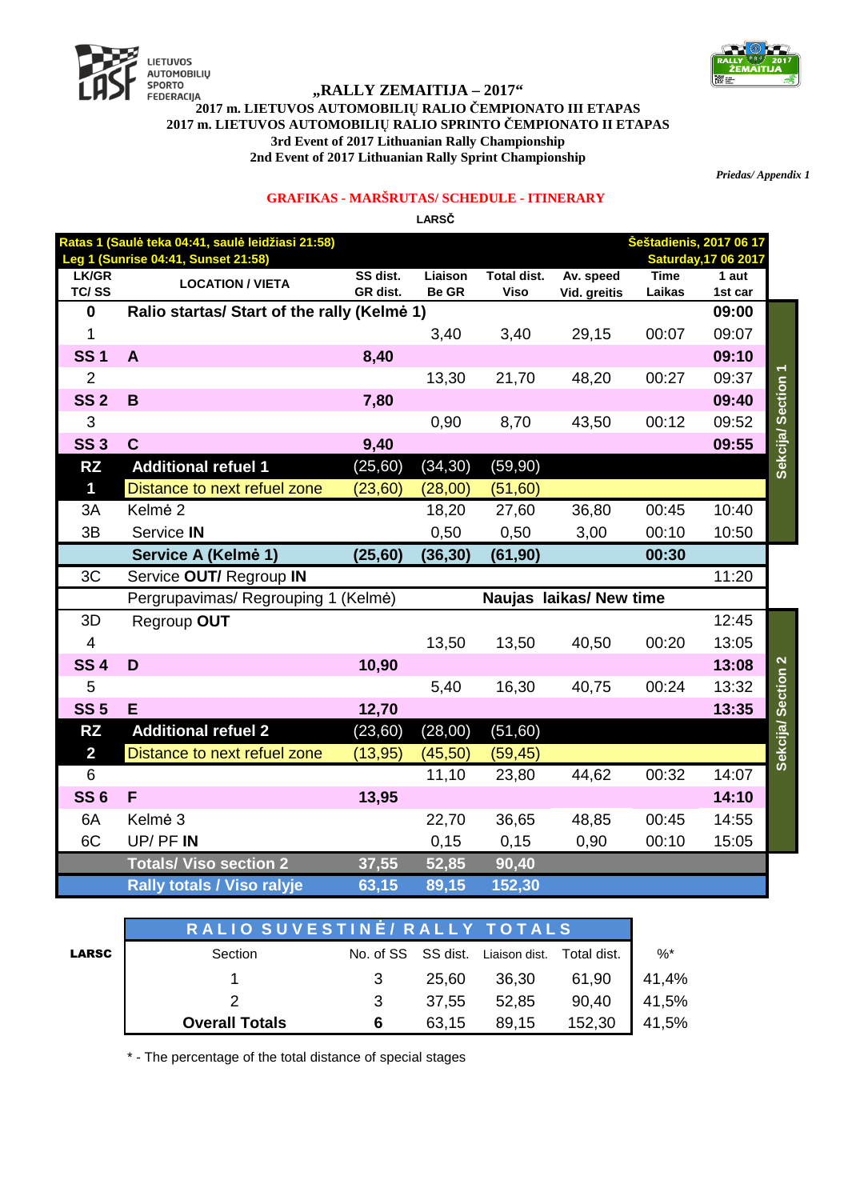LIETUVOS AUTOMOBILIŲ SPORTO FEDERACIJA

# „RALLY ZEMAITIJA – 2017“

**2017 m. LIETUVOS AUTOMOBILIŲ RALIO ČEMPIONATO III ETAPAS**
**2017 m. LIETUVOS AUTOMOBILIŲ RALIO SPRINTO ČEMPIONATO II ETAPAS**
**3rd Event of 2017 Lithuanian Rally Championship**
**2nd Event of 2017 Lithuanian Rally Sprint Championship**

*Priedas/ Appendix 1*

## GRAFIKAS - MARŠRUTAS/ SCHEDULE - ITINERARY

LARSČ

| Ratas 1 (Saulė teka 04:41, saulė leidžiasi 21:58) Leg 1 (Sunrise 04:41, Sunset 21:58) | | | | | | | Šeštadienis, 2017 06 17 Saturday,17 06 2017 | |
|---|---|---|---|---|---|---|---|---|
| LK/GR TC/ SS | LOCATION / VIETA | SS dist. GR dist. | Liaison Be GR | Total dist. Viso | Av. speed Vid. greitis | Time Laikas | 1 aut 1st car | |
| **0** | **Ralio startas/ Start of the rally (Kelmė 1)** | | | | | | **09:00** | Sekcija/ Section 1 |
| 1 | | | 3,40 | 3,40 | 29,15 | 00:07 | 09:07 | |
| **SS 1** | **A** | **8,40** | | | | | **09:10** | |
| 2 | | | 13,30 | 21,70 | 48,20 | 00:27 | 09:37 | |
| **SS 2** | **B** | **7,80** | | | | | **09:40** | |
| 3 | | | 0,90 | 8,70 | 43,50 | 00:12 | 09:52 | |
| **SS 3** | **C** | **9,40** | | | | | **09:55** | |
| **RZ** | **Additional refuel 1** | (25,60) | (34,30) | (59,90) | | | | |
| **1** | Distance to next refuel zone | (23,60) | (28,00) | (51,60) | | | | |
| 3A | Kelmė 2 | | 18,20 | 27,60 | 36,80 | 00:45 | 10:40 | |
| 3B | Service **IN** | | 0,50 | 0,50 | 3,00 | 00:10 | 10:50 | |
| | **Service A (Kelmė 1)** | **(25,60)** | **(36,30)** | **(61,90)** | | **00:30** | | |
| 3C | Service **OUT**/ Regroup **IN** | | | | | | 11:20 | |
| | Pergrupavimas/ Regrouping 1 (Kelmė) | | | **Naujas laikas/ New time** | | | | |
| 3D | Regroup **OUT** | | | | | | 12:45 | Sekcija/ Section 2 |
| 4 | | | 13,50 | 13,50 | 40,50 | 00:20 | 13:05 | |
| **SS 4** | **D** | **10,90** | | | | | **13:08** | |
| 5 | | | 5,40 | 16,30 | 40,75 | 00:24 | 13:32 | |
| **SS 5** | **E** | **12,70** | | | | | **13:35** | |
| **RZ** | **Additional refuel 2** | (23,60) | (28,00) | (51,60) | | | | |
| **2** | Distance to next refuel zone | (13,95) | (45,50) | (59,45) | | | | |
| 6 | | | 11,10 | 23,80 | 44,62 | 00:32 | 14:07 | |
| **SS 6** | **F** | **13,95** | | | | | **14:10** | |
| 6A | Kelmė 3 | | 22,70 | 36,65 | 48,85 | 00:45 | 14:55 | |
| 6C | UP/ PF **IN** | | 0,15 | 0,15 | 0,90 | 00:10 | 15:05 | |
| | **Totals/ Viso section 2** | **37,55** | **52,85** | **90,40** | | | | |
| | **Rally totals / Viso ralyje** | **63,15** | **89,15** | **152,30** | | | | |

**LARSC**

| RALIO SUVESTINĖ/ RALLY TOTALS | | | | | |
|---|---|---|---|---|---|
| Section | No. of SS | SS dist. | Liaison dist. | Total dist. | %* |
| 1 | 3 | 25,60 | 36,30 | 61,90 | 41,4% |
| 2 | 3 | 37,55 | 52,85 | 90,40 | 41,5% |
| **Overall Totals** | **6** | 63,15 | 89,15 | 152,30 | 41,5% |

* - The percentage of the total distance of special stages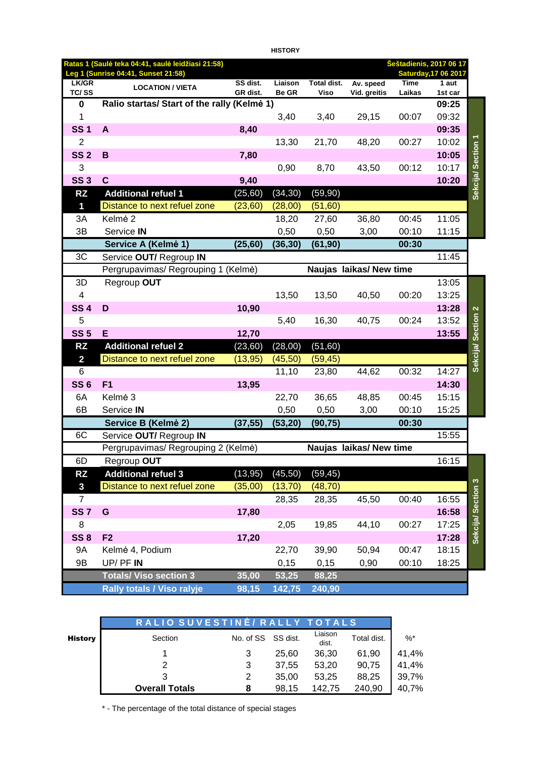HISTORY

| LK/GR TC/ SS | LOCATION / VIETA | SS dist. GR dist. | Liaison Be GR | Total dist. Viso | Av. speed Vid. greitis | Time Laikas | 1 aut 1st car | |
|---|---|---|---|---|---|---|---|---|
| Ratas 1 (Saulė teka 04:41, saulė leidžiasi 21:58) Leg 1 (Sunrise 04:41, Sunset 21:58) | | | | | | Šeštadienis, 2017 06 17 Saturday,17 06 2017 | | |
| **0** | **Ralio startas/ Start of the rally (Kelmė 1)** | | | | | | **09:25** | Sekcija/ Section 1 |
| 1 | | | 3,40 | 3,40 | 29,15 | 00:07 | 09:32 | |
| **SS 1** | **A** | **8,40** | | | | | **09:35** | |
| 2 | | | 13,30 | 21,70 | 48,20 | 00:27 | 10:02 | |
| **SS 2** | **B** | **7,80** | | | | | **10:05** | |
| 3 | | | 0,90 | 8,70 | 43,50 | 00:12 | 10:17 | |
| **SS 3** | **C** | **9,40** | | | | | **10:20** | |
| **RZ** | **Additional refuel 1** | (25,60) | (34,30) | (59,90) | | | | |
| **1** | Distance to next refuel zone | (23,60) | (28,00) | (51,60) | | | | |
| 3A | Kelmė 2 | | 18,20 | 27,60 | 36,80 | 00:45 | 11:05 | |
| 3B | Service **IN** | | 0,50 | 0,50 | 3,00 | 00:10 | 11:15 | |
| | **Service A (Kelmė 1)** | **(25,60)** | **(36,30)** | **(61,90)** | | **00:30** | | |
| 3C | Service **OUT**/ Regroup **IN** | | | | | | 11:45 | |
| | Pergrupavimas/ Regrouping 1 (Kelmė) | | | **Naujas laikas/ New time** | | | | |
| 3D | Regroup **OUT** | | | | | | 13:05 | Sekcija/ Section 2 |
| 4 | | | 13,50 | 13,50 | 40,50 | 00:20 | 13:25 | |
| **SS 4** | **D** | **10,90** | | | | | **13:28** | |
| 5 | | | 5,40 | 16,30 | 40,75 | 00:24 | 13:52 | |
| **SS 5** | **E** | **12,70** | | | | | **13:55** | |
| **RZ** | **Additional refuel 2** | (23,60) | (28,00) | (51,60) | | | | |
| **2** | Distance to next refuel zone | (13,95) | (45,50) | (59,45) | | | | |
| 6 | | | 11,10 | 23,80 | 44,62 | 00:32 | 14:27 | |
| **SS 6** | **F1** | **13,95** | | | | | **14:30** | |
| 6A | Kelmė 3 | | 22,70 | 36,65 | 48,85 | 00:45 | 15:15 | |
| 6B | Service **IN** | | 0,50 | 0,50 | 3,00 | 00:10 | 15:25 | |
| | **Service B (Kelmė 2)** | **(37,55)** | **(53,20)** | **(90,75)** | | **00:30** | | |
| 6C | Service **OUT**/ Regroup **IN** | | | | | | 15:55 | |
| | Pergrupavimas/ Regrouping 2 (Kelmė) | | | **Naujas laikas/ New time** | | | | |
| 6D | Regroup **OUT** | | | | | | 16:15 | Sekcija/ Section 3 |
| **RZ** | **Additional refuel 3** | (13,95) | (45,50) | (59,45) | | | | |
| **3** | Distance to next refuel zone | (35,00) | (13,70) | (48,70) | | | | |
| 7 | | | 28,35 | 28,35 | 45,50 | 00:40 | 16:55 | |
| **SS 7** | **G** | **17,80** | | | | | **16:58** | |
| 8 | | | 2,05 | 19,85 | 44,10 | 00:27 | 17:25 | |
| **SS 8** | **F2** | **17,20** | | | | | **17:28** | |
| 9A | Kelmė 4, Podium | | 22,70 | 39,90 | 50,94 | 00:47 | 18:15 | |
| 9B | UP/ PF **IN** | | 0,15 | 0,15 | 0,90 | 00:10 | 18:25 | |
| | **Totals/ Viso section 3** | **35,00** | **53,25** | **88,25** | | | | |
| | **Rally totals / Viso ralyje** | **98,15** | **142,75** | **240,90** | | | | |

**RALIO SUVESTINĖ/ RALLY TOTALS**

| History | Section | No. of SS | SS dist. | Liaison dist. | Total dist. | %* |
|---|---|---|---|---|---|---|
| | 1 | 3 | 25,60 | 36,30 | 61,90 | 41,4% |
| | 2 | 3 | 37,55 | 53,20 | 90,75 | 41,4% |
| | 3 | 2 | 35,00 | 53,25 | 88,25 | 39,7% |
| | **Overall Totals** | **8** | 98,15 | 142,75 | 240,90 | 40,7% |

* - The percentage of the total distance of special stages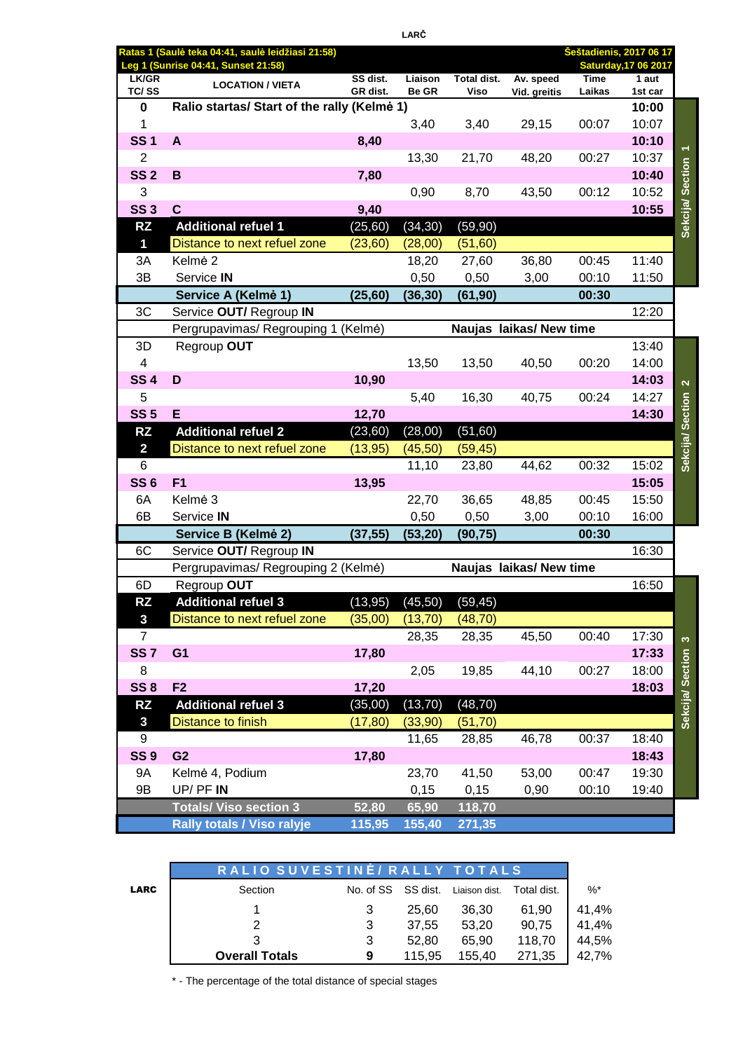LARČ

| Ratas 1 (Saulė teka 04:41, saulė leidžiasi 21:58) Leg 1 (Sunrise 04:41, Sunset 21:58) | | | | | | | Šeštadienis, 2017 06 17 Saturday,17 06 2017 | |
|---|---|---|---|---|---|---|---|---|
| LK/GR TC/ SS | LOCATION / VIETA | SS dist. GR dist. | Liaison Be GR | Total dist. Viso | Av. speed Vid. greitis | Time Laikas | 1 aut 1st car | |
| 0 | Ralio startas/ Start of the rally (Kelmė 1) | | | | | | 10:00 | Sekcija/ Section 1 |
| 1 | | | 3,40 | 3,40 | 29,15 | 00:07 | 10:07 | |
| SS 1 | A | 8,40 | | | | | 10:10 | |
| 2 | | | 13,30 | 21,70 | 48,20 | 00:27 | 10:37 | |
| SS 2 | B | 7,80 | | | | | 10:40 | |
| 3 | | | 0,90 | 8,70 | 43,50 | 00:12 | 10:52 | |
| SS 3 | C | 9,40 | | | | | 10:55 | |
| RZ | Additional refuel 1 | (25,60) | (34,30) | (59,90) | | | | |
| 1 | Distance to next refuel zone | (23,60) | (28,00) | (51,60) | | | | |
| 3A | Kelmė 2 | | 18,20 | 27,60 | 36,80 | 00:45 | 11:40 | |
| 3B | Service IN | | 0,50 | 0,50 | 3,00 | 00:10 | 11:50 | |
| | Service A (Kelmė 1) | (25,60) | (36,30) | (61,90) | | 00:30 | | |
| 3C | Service OUT/ Regroup IN | | | | | | 12:20 | |
| | Pergrupavimas/ Regrouping 1 (Kelmė) | | | Naujas laikas/ New time | | | | |
| 3D | Regroup OUT | | | | | | 13:40 | Sekcija/ Section 2 |
| 4 | | | 13,50 | 13,50 | 40,50 | 00:20 | 14:00 | |
| SS 4 | D | 10,90 | | | | | 14:03 | |
| 5 | | | 5,40 | 16,30 | 40,75 | 00:24 | 14:27 | |
| SS 5 | E | 12,70 | | | | | 14:30 | |
| RZ | Additional refuel 2 | (23,60) | (28,00) | (51,60) | | | | |
| 2 | Distance to next refuel zone | (13,95) | (45,50) | (59,45) | | | | |
| 6 | | | 11,10 | 23,80 | 44,62 | 00:32 | 15:02 | |
| SS 6 | F1 | 13,95 | | | | | 15:05 | |
| 6A | Kelmė 3 | | 22,70 | 36,65 | 48,85 | 00:45 | 15:50 | |
| 6B | Service IN | | 0,50 | 0,50 | 3,00 | 00:10 | 16:00 | |
| | Service B (Kelmė 2) | (37,55) | (53,20) | (90,75) | | 00:30 | | |
| 6C | Service OUT/ Regroup IN | | | | | | 16:30 | |
| | Pergrupavimas/ Regrouping 2 (Kelmė) | | | Naujas laikas/ New time | | | | |
| 6D | Regroup OUT | | | | | | 16:50 | Sekcija/ Section 3 |
| RZ | Additional refuel 3 | (13,95) | (45,50) | (59,45) | | | | |
| 3 | Distance to next refuel zone | (35,00) | (13,70) | (48,70) | | | | |
| 7 | | | 28,35 | 28,35 | 45,50 | 00:40 | 17:30 | |
| SS 7 | G1 | 17,80 | | | | | 17:33 | |
| 8 | | | 2,05 | 19,85 | 44,10 | 00:27 | 18:00 | |
| SS 8 | F2 | 17,20 | | | | | 18:03 | |
| RZ | Additional refuel 3 | (35,00) | (13,70) | (48,70) | | | | |
| 3 | Distance to finish | (17,80) | (33,90) | (51,70) | | | | |
| 9 | | | 11,65 | 28,85 | 46,78 | 00:37 | 18:40 | |
| SS 9 | G2 | 17,80 | | | | | 18:43 | |
| 9A | Kelmė 4, Podium | | 23,70 | 41,50 | 53,00 | 00:47 | 19:30 | |
| 9B | UP/ PF IN | | 0,15 | 0,15 | 0,90 | 00:10 | 19:40 | |
| | Totals/ Viso section 3 | 52,80 | 65,90 | 118,70 | | | | |
| | Rally totals / Viso ralyje | 115,95 | 155,40 | 271,35 | | | | |

LARC

**RALIO SUVESTINĖ/ RALLY TOTALS**

| Section | No. of SS | SS dist. | Liaison dist. | Total dist. | %* |
|---|---|---|---|---|---|
| 1 | 3 | 25,60 | 36,30 | 61,90 | 41,4% |
| 2 | 3 | 37,55 | 53,20 | 90,75 | 41,4% |
| 3 | 3 | 52,80 | 65,90 | 118,70 | 44,5% |
| **Overall Totals** | **9** | 115,95 | 155,40 | 271,35 | 42,7% |

* - The percentage of the total distance of special stages